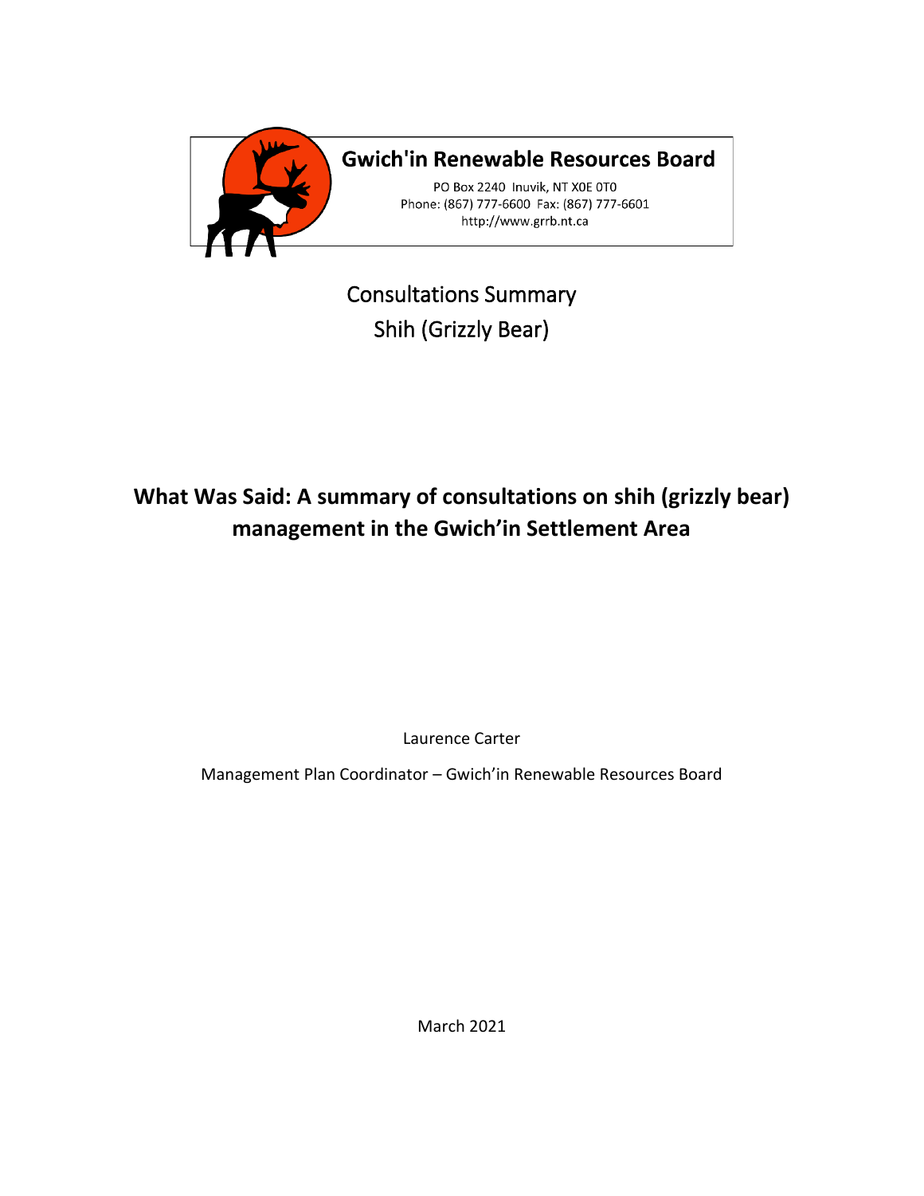**Gwich'in Renewable Resources Board**

PO Box 2240 Inuvik, NT X0E 0T0
Phone: (867) 777-6600 Fax: (867) 777-6601
http://www.grrb.nt.ca

Consultations Summary
Shih (Grizzly Bear)

# What Was Said: A summary of consultations on shih (grizzly bear) management in the Gwich'in Settlement Area

Laurence Carter

Management Plan Coordinator – Gwich'in Renewable Resources Board

March 2021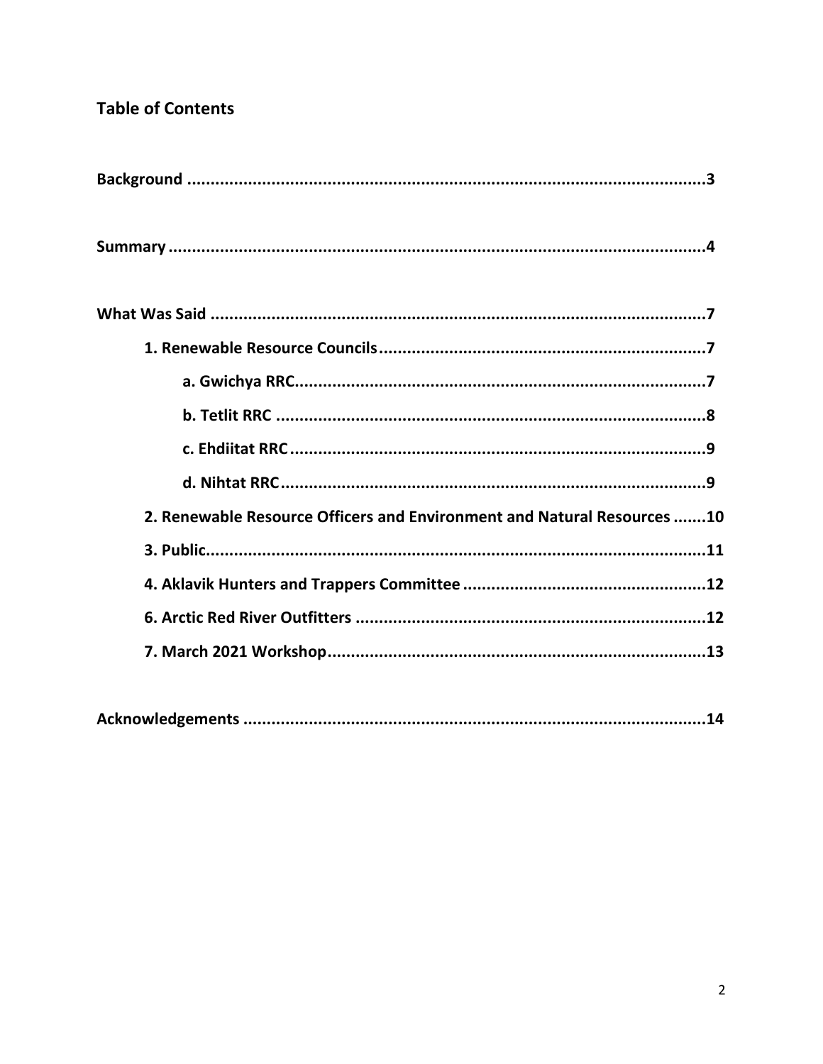## Table of Contents

**Background** ..........3

**Summary** ..........4

**What Was Said** ..........7

- **1. Renewable Resource Councils** ..........7
  - **a. Gwichya RRC** ..........7
  - **b. Tetlit RRC** ..........8
  - **c. Ehdiitat RRC** ..........9
  - **d. Nihtat RRC** ..........9
- **2. Renewable Resource Officers and Environment and Natural Resources** ..........10
- **3. Public** ..........11
- **4. Aklavik Hunters and Trappers Committee** ..........12
- **6. Arctic Red River Outfitters** ..........12
- **7. March 2021 Workshop** ..........13

**Acknowledgements** ..........14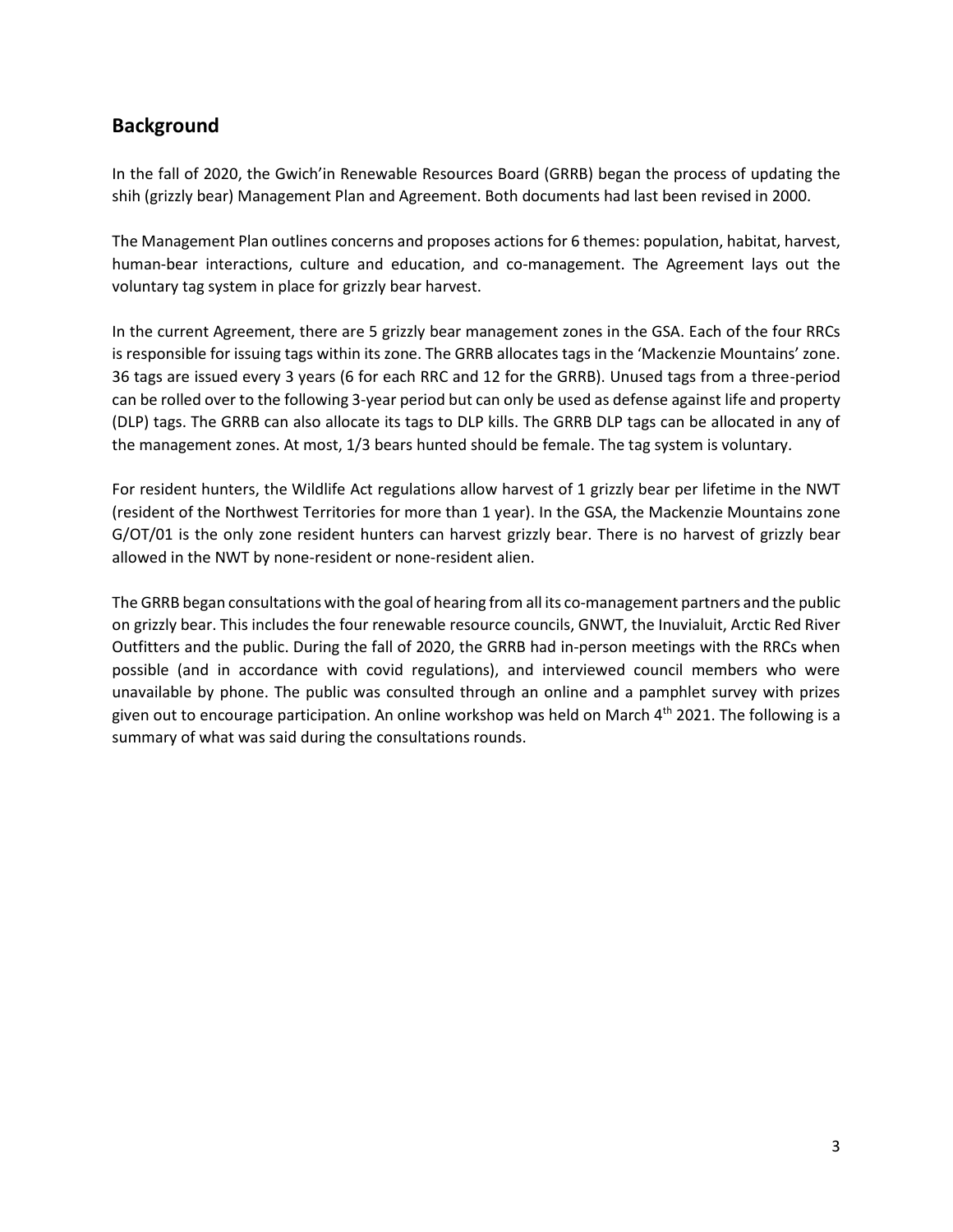## Background

In the fall of 2020, the Gwich'in Renewable Resources Board (GRRB) began the process of updating the shih (grizzly bear) Management Plan and Agreement. Both documents had last been revised in 2000.

The Management Plan outlines concerns and proposes actions for 6 themes: population, habitat, harvest, human-bear interactions, culture and education, and co-management. The Agreement lays out the voluntary tag system in place for grizzly bear harvest.

In the current Agreement, there are 5 grizzly bear management zones in the GSA. Each of the four RRCs is responsible for issuing tags within its zone. The GRRB allocates tags in the 'Mackenzie Mountains' zone. 36 tags are issued every 3 years (6 for each RRC and 12 for the GRRB). Unused tags from a three-period can be rolled over to the following 3-year period but can only be used as defense against life and property (DLP) tags. The GRRB can also allocate its tags to DLP kills. The GRRB DLP tags can be allocated in any of the management zones. At most, 1/3 bears hunted should be female. The tag system is voluntary.

For resident hunters, the Wildlife Act regulations allow harvest of 1 grizzly bear per lifetime in the NWT (resident of the Northwest Territories for more than 1 year). In the GSA, the Mackenzie Mountains zone G/OT/01 is the only zone resident hunters can harvest grizzly bear. There is no harvest of grizzly bear allowed in the NWT by none-resident or none-resident alien.

The GRRB began consultations with the goal of hearing from all its co-management partners and the public on grizzly bear. This includes the four renewable resource councils, GNWT, the Inuvialuit, Arctic Red River Outfitters and the public. During the fall of 2020, the GRRB had in-person meetings with the RRCs when possible (and in accordance with covid regulations), and interviewed council members who were unavailable by phone. The public was consulted through an online and a pamphlet survey with prizes given out to encourage participation. An online workshop was held on March 4th 2021. The following is a summary of what was said during the consultations rounds.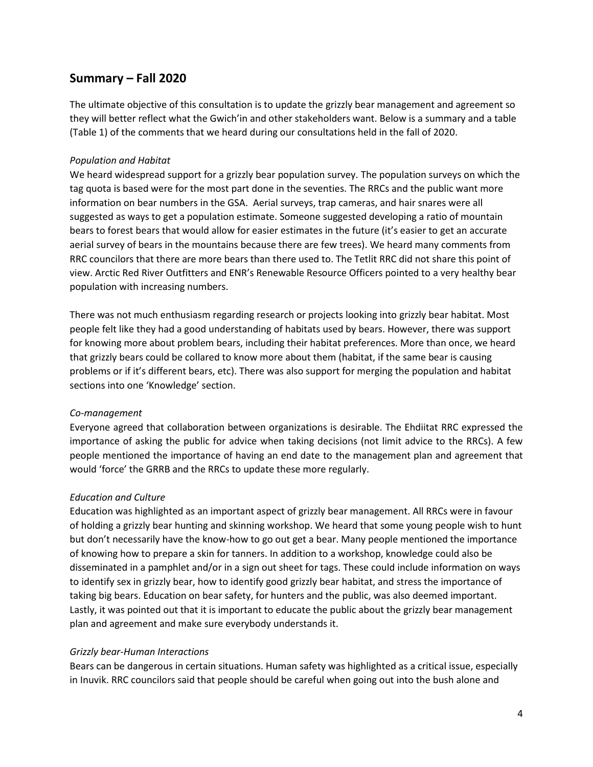## Summary – Fall 2020

The ultimate objective of this consultation is to update the grizzly bear management and agreement so they will better reflect what the Gwich'in and other stakeholders want. Below is a summary and a table (Table 1) of the comments that we heard during our consultations held in the fall of 2020.

*Population and Habitat*

We heard widespread support for a grizzly bear population survey. The population surveys on which the tag quota is based were for the most part done in the seventies. The RRCs and the public want more information on bear numbers in the GSA. Aerial surveys, trap cameras, and hair snares were all suggested as ways to get a population estimate. Someone suggested developing a ratio of mountain bears to forest bears that would allow for easier estimates in the future (it's easier to get an accurate aerial survey of bears in the mountains because there are few trees). We heard many comments from RRC councilors that there are more bears than there used to. The Tetlit RRC did not share this point of view. Arctic Red River Outfitters and ENR's Renewable Resource Officers pointed to a very healthy bear population with increasing numbers.

There was not much enthusiasm regarding research or projects looking into grizzly bear habitat. Most people felt like they had a good understanding of habitats used by bears. However, there was support for knowing more about problem bears, including their habitat preferences. More than once, we heard that grizzly bears could be collared to know more about them (habitat, if the same bear is causing problems or if it's different bears, etc). There was also support for merging the population and habitat sections into one 'Knowledge' section.

*Co-management*

Everyone agreed that collaboration between organizations is desirable. The Ehdiitat RRC expressed the importance of asking the public for advice when taking decisions (not limit advice to the RRCs). A few people mentioned the importance of having an end date to the management plan and agreement that would 'force' the GRRB and the RRCs to update these more regularly.

*Education and Culture*

Education was highlighted as an important aspect of grizzly bear management. All RRCs were in favour of holding a grizzly bear hunting and skinning workshop. We heard that some young people wish to hunt but don't necessarily have the know-how to go out get a bear. Many people mentioned the importance of knowing how to prepare a skin for tanners. In addition to a workshop, knowledge could also be disseminated in a pamphlet and/or in a sign out sheet for tags. These could include information on ways to identify sex in grizzly bear, how to identify good grizzly bear habitat, and stress the importance of taking big bears. Education on bear safety, for hunters and the public, was also deemed important. Lastly, it was pointed out that it is important to educate the public about the grizzly bear management plan and agreement and make sure everybody understands it.

*Grizzly bear-Human Interactions*

Bears can be dangerous in certain situations. Human safety was highlighted as a critical issue, especially in Inuvik. RRC councilors said that people should be careful when going out into the bush alone and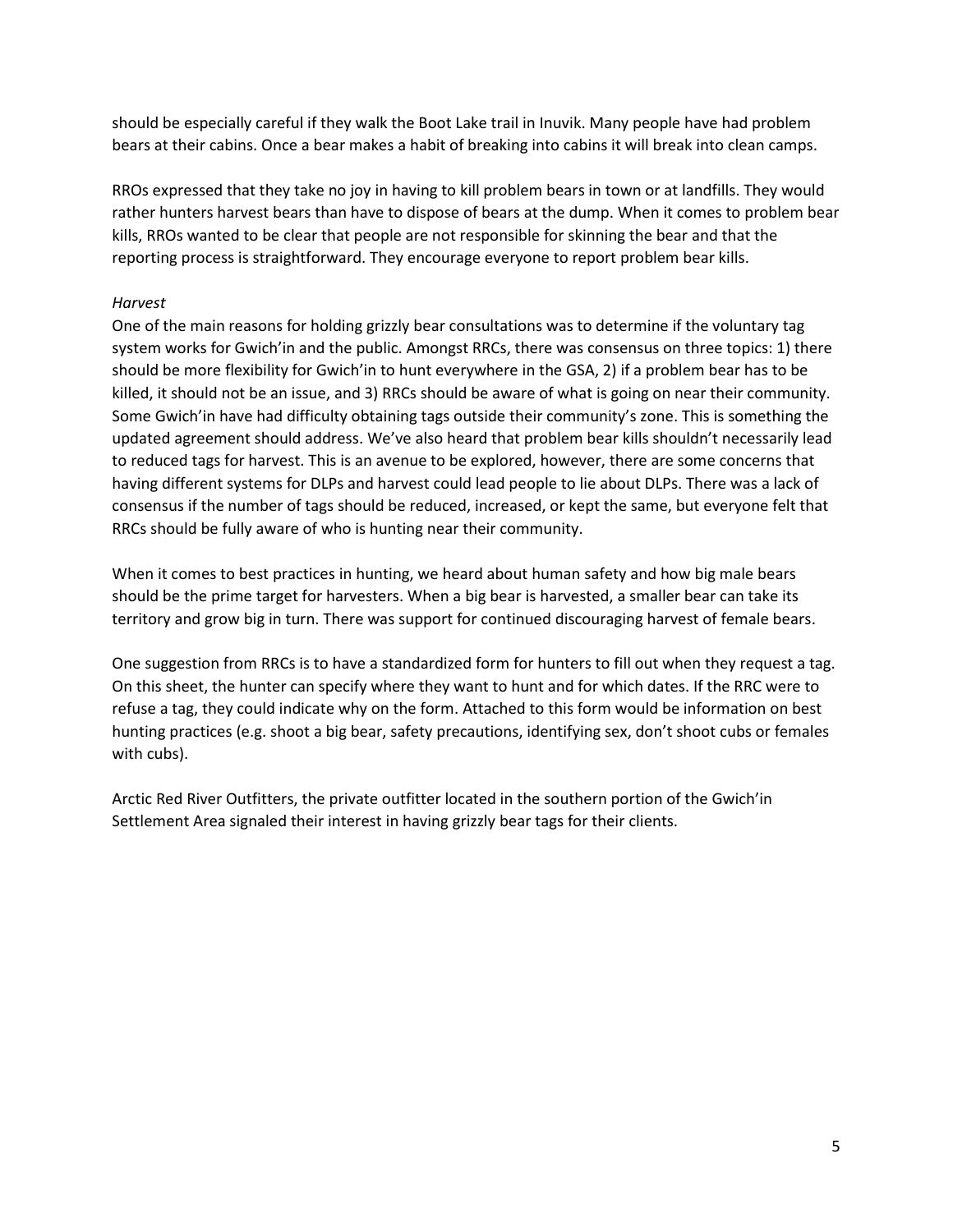should be especially careful if they walk the Boot Lake trail in Inuvik. Many people have had problem bears at their cabins. Once a bear makes a habit of breaking into cabins it will break into clean camps.

RROs expressed that they take no joy in having to kill problem bears in town or at landfills. They would rather hunters harvest bears than have to dispose of bears at the dump. When it comes to problem bear kills, RROs wanted to be clear that people are not responsible for skinning the bear and that the reporting process is straightforward. They encourage everyone to report problem bear kills.

*Harvest*

One of the main reasons for holding grizzly bear consultations was to determine if the voluntary tag system works for Gwich'in and the public. Amongst RRCs, there was consensus on three topics: 1) there should be more flexibility for Gwich'in to hunt everywhere in the GSA, 2) if a problem bear has to be killed, it should not be an issue, and 3) RRCs should be aware of what is going on near their community. Some Gwich'in have had difficulty obtaining tags outside their community's zone. This is something the updated agreement should address. We've also heard that problem bear kills shouldn't necessarily lead to reduced tags for harvest. This is an avenue to be explored, however, there are some concerns that having different systems for DLPs and harvest could lead people to lie about DLPs. There was a lack of consensus if the number of tags should be reduced, increased, or kept the same, but everyone felt that RRCs should be fully aware of who is hunting near their community.

When it comes to best practices in hunting, we heard about human safety and how big male bears should be the prime target for harvesters. When a big bear is harvested, a smaller bear can take its territory and grow big in turn. There was support for continued discouraging harvest of female bears.

One suggestion from RRCs is to have a standardized form for hunters to fill out when they request a tag. On this sheet, the hunter can specify where they want to hunt and for which dates. If the RRC were to refuse a tag, they could indicate why on the form. Attached to this form would be information on best hunting practices (e.g. shoot a big bear, safety precautions, identifying sex, don't shoot cubs or females with cubs).

Arctic Red River Outfitters, the private outfitter located in the southern portion of the Gwich'in Settlement Area signaled their interest in having grizzly bear tags for their clients.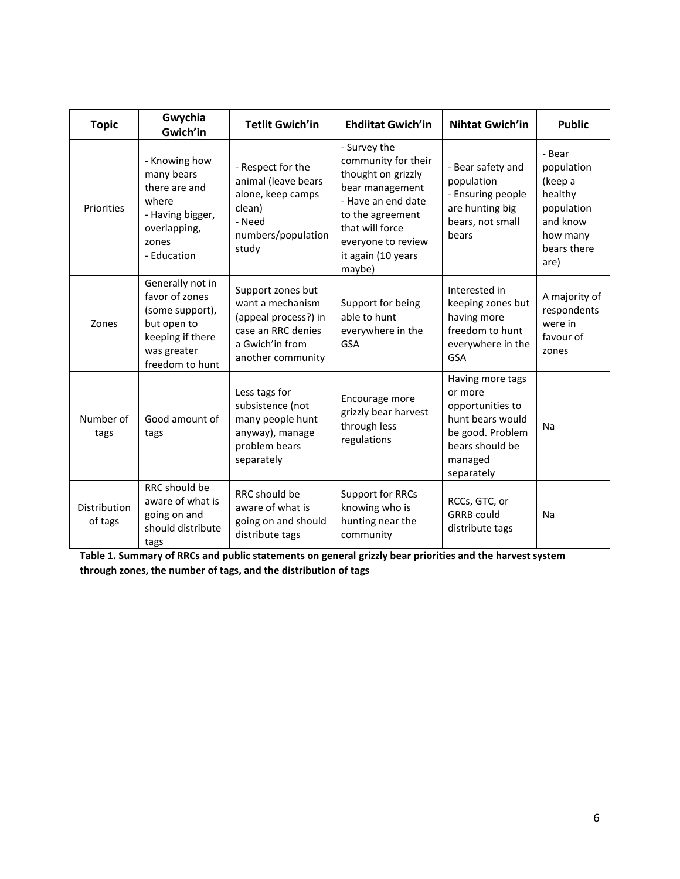| Topic | Gwychia Gwich'in | Tetlit Gwich'in | Ehdiitat Gwich'in | Nihtat Gwich'in | Public |
|---|---|---|---|---|---|
| Priorities | - Knowing how many bears there are and where<br>- Having bigger, overlapping, zones<br>- Education | - Respect for the animal (leave bears alone, keep camps clean)<br>- Need numbers/population study | - Survey the community for their thought on grizzly bear management<br>- Have an end date to the agreement that will force everyone to review it again (10 years maybe) | - Bear safety and population<br>- Ensuring people are hunting big bears, not small bears | - Bear population (keep a healthy population and know how many bears there are) |
| Zones | Generally not in favor of zones (some support), but open to keeping if there was greater freedom to hunt | Support zones but want a mechanism (appeal process?) in case an RRC denies a Gwich'in from another community | Support for being able to hunt everywhere in the GSA | Interested in keeping zones but having more freedom to hunt everywhere in the GSA | A majority of respondents were in favour of zones |
| Number of tags | Good amount of tags | Less tags for subsistence (not many people hunt anyway), manage problem bears separately | Encourage more grizzly bear harvest through less regulations | Having more tags or more opportunities to hunt bears would be good. Problem bears should be managed separately | Na |
| Distribution of tags | RRC should be aware of what is going on and should distribute tags | RRC should be aware of what is going on and should distribute tags | Support for RRCs knowing who is hunting near the community | RCCs, GTC, or GRRB could distribute tags | Na |

**Table 1. Summary of RRCs and public statements on general grizzly bear priorities and the harvest system through zones, the number of tags, and the distribution of tags**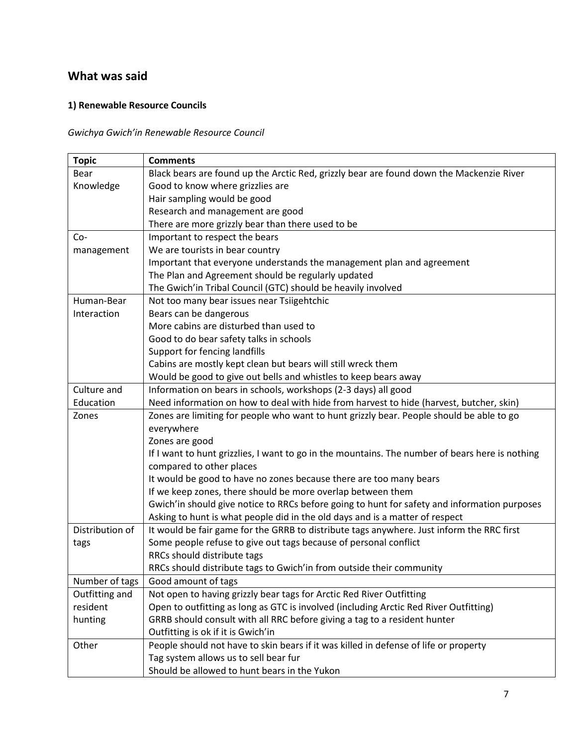## What was said

### 1) Renewable Resource Councils

*Gwichya Gwich'in Renewable Resource Council*

| Topic | Comments |
|---|---|
| Bear Knowledge | Black bears are found up the Arctic Red, grizzly bear are found down the Mackenzie River<br>Good to know where grizzlies are<br>Hair sampling would be good<br>Research and management are good<br>There are more grizzly bear than there used to be |
| Co-management | Important to respect the bears<br>We are tourists in bear country<br>Important that everyone understands the management plan and agreement<br>The Plan and Agreement should be regularly updated<br>The Gwich'in Tribal Council (GTC) should be heavily involved |
| Human-Bear Interaction | Not too many bear issues near Tsiigehtchic<br>Bears can be dangerous<br>More cabins are disturbed than used to<br>Good to do bear safety talks in schools<br>Support for fencing landfills<br>Cabins are mostly kept clean but bears will still wreck them<br>Would be good to give out bells and whistles to keep bears away |
| Culture and Education | Information on bears in schools, workshops (2-3 days) all good<br>Need information on how to deal with hide from harvest to hide (harvest, butcher, skin) |
| Zones | Zones are limiting for people who want to hunt grizzly bear. People should be able to go everywhere<br>Zones are good<br>If I want to hunt grizzlies, I want to go in the mountains. The number of bears here is nothing compared to other places<br>It would be good to have no zones because there are too many bears<br>If we keep zones, there should be more overlap between them<br>Gwich'in should give notice to RRCs before going to hunt for safety and information purposes<br>Asking to hunt is what people did in the old days and is a matter of respect |
| Distribution of tags | It would be fair game for the GRRB to distribute tags anywhere. Just inform the RRC first<br>Some people refuse to give out tags because of personal conflict<br>RRCs should distribute tags<br>RRCs should distribute tags to Gwich'in from outside their community |
| Number of tags | Good amount of tags |
| Outfitting and resident hunting | Not open to having grizzly bear tags for Arctic Red River Outfitting<br>Open to outfitting as long as GTC is involved (including Arctic Red River Outfitting)<br>GRRB should consult with all RRC before giving a tag to a resident hunter<br>Outfitting is ok if it is Gwich'in |
| Other | People should not have to skin bears if it was killed in defense of life or property<br>Tag system allows us to sell bear fur<br>Should be allowed to hunt bears in the Yukon |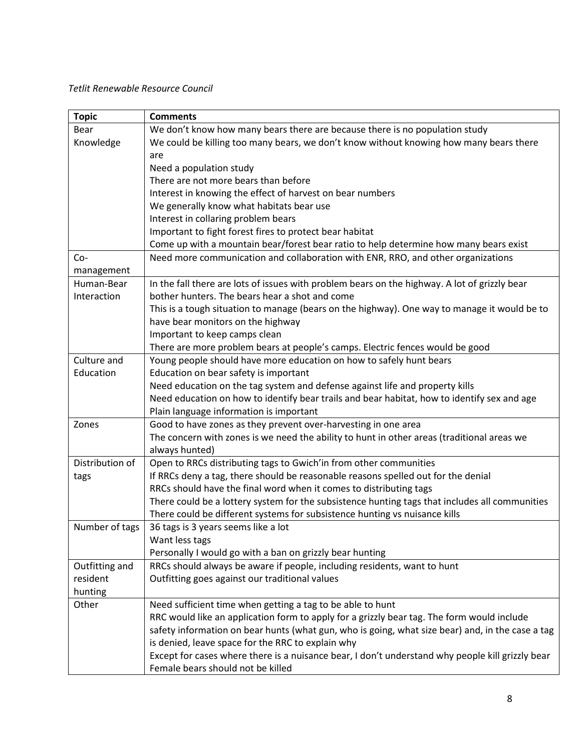*Tetlit Renewable Resource Council*

| Topic | Comments |
|---|---|
| Bear Knowledge | We don't know how many bears there are because there is no population study<br>We could be killing too many bears, we don't know without knowing how many bears there are<br>Need a population study<br>There are not more bears than before<br>Interest in knowing the effect of harvest on bear numbers<br>We generally know what habitats bear use<br>Interest in collaring problem bears<br>Important to fight forest fires to protect bear habitat<br>Come up with a mountain bear/forest bear ratio to help determine how many bears exist |
| Co-management | Need more communication and collaboration with ENR, RRO, and other organizations |
| Human-Bear Interaction | In the fall there are lots of issues with problem bears on the highway. A lot of grizzly bear bother hunters. The bears hear a shot and come<br>This is a tough situation to manage (bears on the highway). One way to manage it would be to have bear monitors on the highway<br>Important to keep camps clean<br>There are more problem bears at people's camps. Electric fences would be good |
| Culture and Education | Young people should have more education on how to safely hunt bears<br>Education on bear safety is important<br>Need education on the tag system and defense against life and property kills<br>Need education on how to identify bear trails and bear habitat, how to identify sex and age<br>Plain language information is important |
| Zones | Good to have zones as they prevent over-harvesting in one area<br>The concern with zones is we need the ability to hunt in other areas (traditional areas we always hunted) |
| Distribution of tags | Open to RRCs distributing tags to Gwich'in from other communities<br>If RRCs deny a tag, there should be reasonable reasons spelled out for the denial<br>RRCs should have the final word when it comes to distributing tags<br>There could be a lottery system for the subsistence hunting tags that includes all communities<br>There could be different systems for subsistence hunting vs nuisance kills |
| Number of tags | 36 tags is 3 years seems like a lot<br>Want less tags<br>Personally I would go with a ban on grizzly bear hunting |
| Outfitting and resident hunting | RRCs should always be aware if people, including residents, want to hunt<br>Outfitting goes against our traditional values |
| Other | Need sufficient time when getting a tag to be able to hunt<br>RRC would like an application form to apply for a grizzly bear tag. The form would include safety information on bear hunts (what gun, who is going, what size bear) and, in the case a tag is denied, leave space for the RRC to explain why<br>Except for cases where there is a nuisance bear, I don't understand why people kill grizzly bear<br>Female bears should not be killed |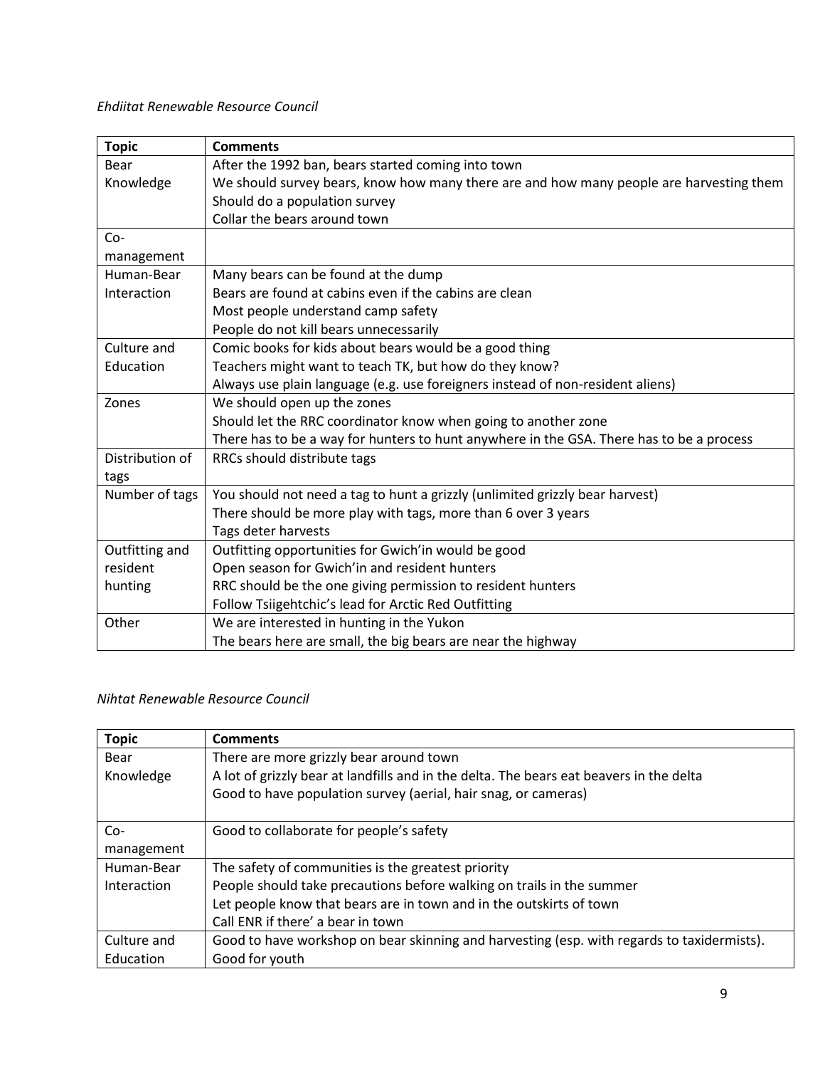*Ehdiitat Renewable Resource Council*

| Topic | Comments |
|---|---|
| Bear Knowledge | After the 1992 ban, bears started coming into town<br>We should survey bears, know how many there are and how many people are harvesting them<br>Should do a population survey<br>Collar the bears around town |
| Co-management | |
| Human-Bear Interaction | Many bears can be found at the dump<br>Bears are found at cabins even if the cabins are clean<br>Most people understand camp safety<br>People do not kill bears unnecessarily |
| Culture and Education | Comic books for kids about bears would be a good thing<br>Teachers might want to teach TK, but how do they know?<br>Always use plain language (e.g. use foreigners instead of non-resident aliens) |
| Zones | We should open up the zones<br>Should let the RRC coordinator know when going to another zone<br>There has to be a way for hunters to hunt anywhere in the GSA. There has to be a process |
| Distribution of tags | RRCs should distribute tags |
| Number of tags | You should not need a tag to hunt a grizzly (unlimited grizzly bear harvest)<br>There should be more play with tags, more than 6 over 3 years<br>Tags deter harvests |
| Outfitting and resident hunting | Outfitting opportunities for Gwich'in would be good<br>Open season for Gwich'in and resident hunters<br>RRC should be the one giving permission to resident hunters<br>Follow Tsiigehtchic's lead for Arctic Red Outfitting |
| Other | We are interested in hunting in the Yukon<br>The bears here are small, the big bears are near the highway |

*Nihtat Renewable Resource Council*

| Topic | Comments |
|---|---|
| Bear Knowledge | There are more grizzly bear around town<br>A lot of grizzly bear at landfills and in the delta. The bears eat beavers in the delta<br>Good to have population survey (aerial, hair snag, or cameras) |
| Co-management | Good to collaborate for people's safety |
| Human-Bear Interaction | The safety of communities is the greatest priority<br>People should take precautions before walking on trails in the summer<br>Let people know that bears are in town and in the outskirts of town<br>Call ENR if there' a bear in town |
| Culture and Education | Good to have workshop on bear skinning and harvesting (esp. with regards to taxidermists).<br>Good for youth |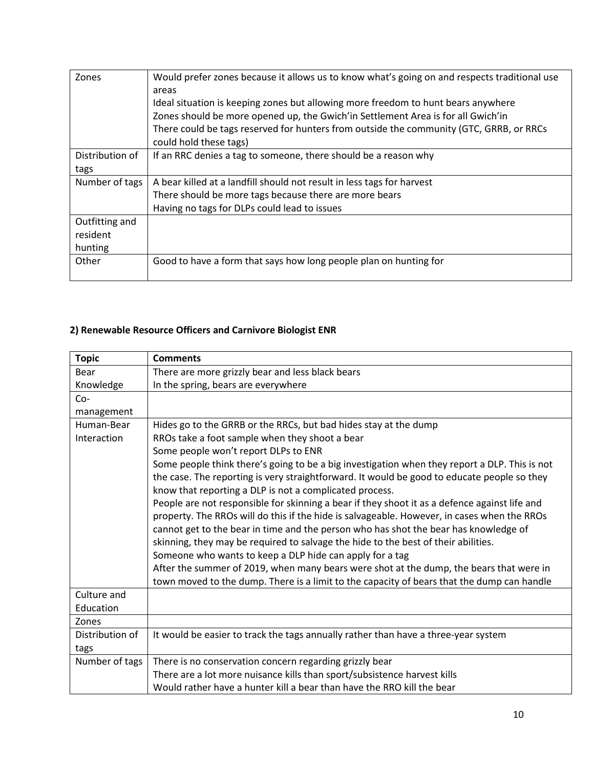| | |
|---|---|
| Zones | Would prefer zones because it allows us to know what's going on and respects traditional use areas<br>Ideal situation is keeping zones but allowing more freedom to hunt bears anywhere<br>Zones should be more opened up, the Gwich'in Settlement Area is for all Gwich'in<br>There could be tags reserved for hunters from outside the community (GTC, GRRB, or RRCs could hold these tags) |
| Distribution of tags | If an RRC denies a tag to someone, there should be a reason why |
| Number of tags | A bear killed at a landfill should not result in less tags for harvest<br>There should be more tags because there are more bears<br>Having no tags for DLPs could lead to issues |
| Outfitting and resident hunting | |
| Other | Good to have a form that says how long people plan on hunting for |

**2) Renewable Resource Officers and Carnivore Biologist ENR**

| Topic | Comments |
|---|---|
| Bear Knowledge | There are more grizzly bear and less black bears<br>In the spring, bears are everywhere |
| Co-management | |
| Human-Bear Interaction | Hides go to the GRRB or the RRCs, but bad hides stay at the dump<br>RROs take a foot sample when they shoot a bear<br>Some people won't report DLPs to ENR<br>Some people think there's going to be a big investigation when they report a DLP. This is not the case. The reporting is very straightforward. It would be good to educate people so they know that reporting a DLP is not a complicated process.<br>People are not responsible for skinning a bear if they shoot it as a defence against life and property. The RROs will do this if the hide is salvageable. However, in cases when the RROs cannot get to the bear in time and the person who has shot the bear has knowledge of skinning, they may be required to salvage the hide to the best of their abilities.<br>Someone who wants to keep a DLP hide can apply for a tag<br>After the summer of 2019, when many bears were shot at the dump, the bears that were in town moved to the dump. There is a limit to the capacity of bears that the dump can handle |
| Culture and Education | |
| Zones | |
| Distribution of tags | It would be easier to track the tags annually rather than have a three-year system |
| Number of tags | There is no conservation concern regarding grizzly bear<br>There are a lot more nuisance kills than sport/subsistence harvest kills<br>Would rather have a hunter kill a bear than have the RRO kill the bear |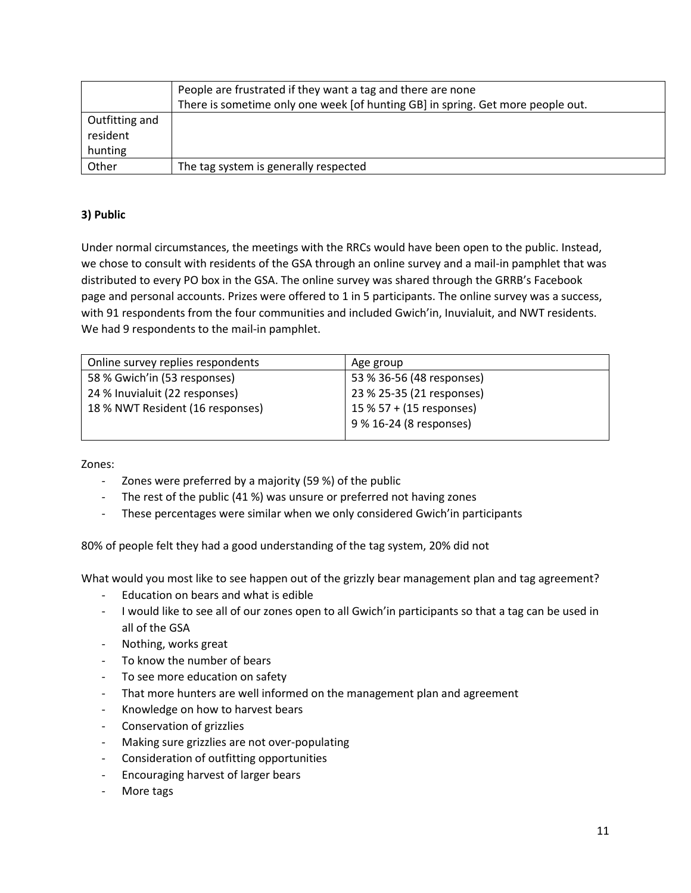| | |
|---|---|
| | People are frustrated if they want a tag and there are none<br>There is sometime only one week [of hunting GB] in spring. Get more people out. |
| Outfitting and resident hunting | |
| Other | The tag system is generally respected |

**3) Public**

Under normal circumstances, the meetings with the RRCs would have been open to the public. Instead, we chose to consult with residents of the GSA through an online survey and a mail-in pamphlet that was distributed to every PO box in the GSA. The online survey was shared through the GRRB's Facebook page and personal accounts. Prizes were offered to 1 in 5 participants. The online survey was a success, with 91 respondents from the four communities and included Gwich'in, Inuvialuit, and NWT residents. We had 9 respondents to the mail-in pamphlet.

| Online survey replies respondents | Age group |
|---|---|
| 58 % Gwich'in (53 responses)<br>24 % Inuvialuit (22 responses)<br>18 % NWT Resident (16 responses) | 53 % 36-56 (48 responses)<br>23 % 25-35 (21 responses)<br>15 % 57 + (15 responses)<br>9 % 16-24 (8 responses) |

Zones:

- Zones were preferred by a majority (59 %) of the public
- The rest of the public (41 %) was unsure or preferred not having zones
- These percentages were similar when we only considered Gwich'in participants

80% of people felt they had a good understanding of the tag system, 20% did not

What would you most like to see happen out of the grizzly bear management plan and tag agreement?

- Education on bears and what is edible
- I would like to see all of our zones open to all Gwich'in participants so that a tag can be used in all of the GSA
- Nothing, works great
- To know the number of bears
- To see more education on safety
- That more hunters are well informed on the management plan and agreement
- Knowledge on how to harvest bears
- Conservation of grizzlies
- Making sure grizzlies are not over-populating
- Consideration of outfitting opportunities
- Encouraging harvest of larger bears
- More tags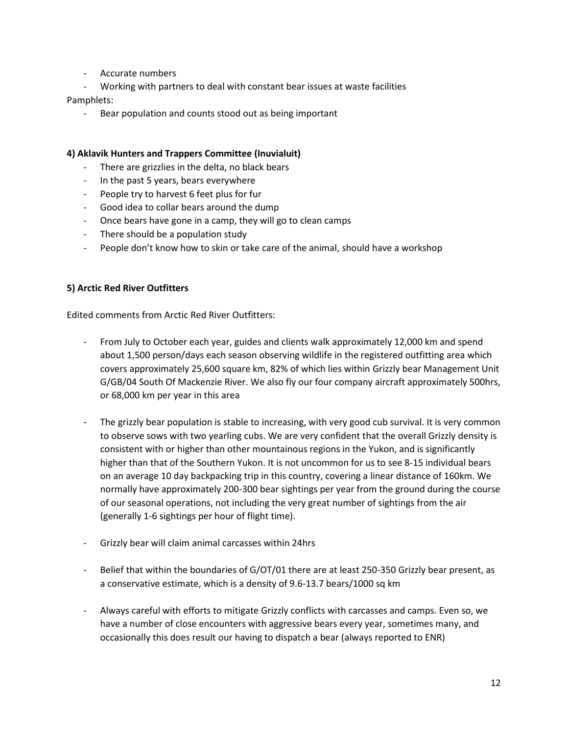- Accurate numbers
- Working with partners to deal with constant bear issues at waste facilities

Pamphlets:

- Bear population and counts stood out as being important

**4) Aklavik Hunters and Trappers Committee (Inuvialuit)**

- There are grizzlies in the delta, no black bears
- In the past 5 years, bears everywhere
- People try to harvest 6 feet plus for fur
- Good idea to collar bears around the dump
- Once bears have gone in a camp, they will go to clean camps
- There should be a population study
- People don't know how to skin or take care of the animal, should have a workshop

**5) Arctic Red River Outfitters**

Edited comments from Arctic Red River Outfitters:

- From July to October each year, guides and clients walk approximately 12,000 km and spend about 1,500 person/days each season observing wildlife in the registered outfitting area which covers approximately 25,600 square km, 82% of which lies within Grizzly bear Management Unit G/GB/04 South Of Mackenzie River. We also fly our four company aircraft approximately 500hrs, or 68,000 km per year in this area

- The grizzly bear population is stable to increasing, with very good cub survival. It is very common to observe sows with two yearling cubs. We are very confident that the overall Grizzly density is consistent with or higher than other mountainous regions in the Yukon, and is significantly higher than that of the Southern Yukon. It is not uncommon for us to see 8-15 individual bears on an average 10 day backpacking trip in this country, covering a linear distance of 160km. We normally have approximately 200-300 bear sightings per year from the ground during the course of our seasonal operations, not including the very great number of sightings from the air (generally 1-6 sightings per hour of flight time).

- Grizzly bear will claim animal carcasses within 24hrs

- Belief that within the boundaries of G/OT/01 there are at least 250-350 Grizzly bear present, as a conservative estimate, which is a density of 9.6-13.7 bears/1000 sq km

- Always careful with efforts to mitigate Grizzly conflicts with carcasses and camps. Even so, we have a number of close encounters with aggressive bears every year, sometimes many, and occasionally this does result our having to dispatch a bear (always reported to ENR)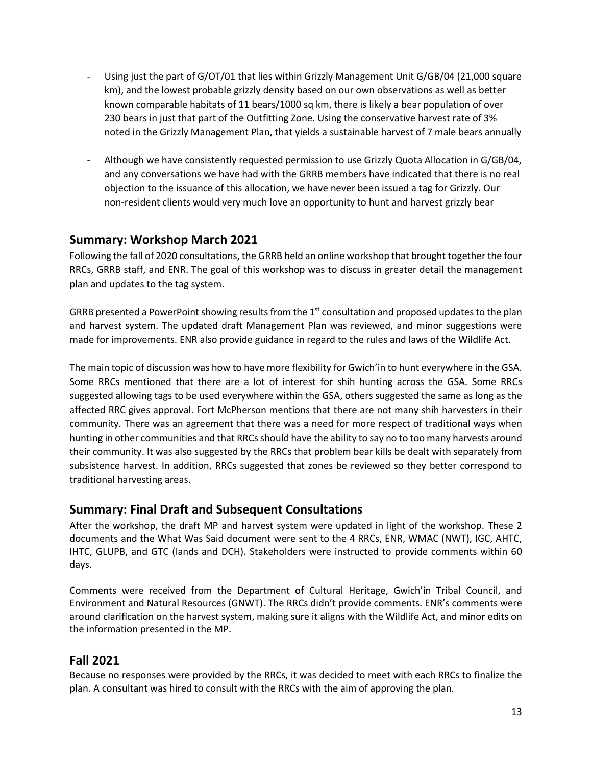- Using just the part of G/OT/01 that lies within Grizzly Management Unit G/GB/04 (21,000 square km), and the lowest probable grizzly density based on our own observations as well as better known comparable habitats of 11 bears/1000 sq km, there is likely a bear population of over 230 bears in just that part of the Outfitting Zone. Using the conservative harvest rate of 3% noted in the Grizzly Management Plan, that yields a sustainable harvest of 7 male bears annually
- Although we have consistently requested permission to use Grizzly Quota Allocation in G/GB/04, and any conversations we have had with the GRRB members have indicated that there is no real objection to the issuance of this allocation, we have never been issued a tag for Grizzly. Our non-resident clients would very much love an opportunity to hunt and harvest grizzly bear

## Summary: Workshop March 2021

Following the fall of 2020 consultations, the GRRB held an online workshop that brought together the four RRCs, GRRB staff, and ENR. The goal of this workshop was to discuss in greater detail the management plan and updates to the tag system.

GRRB presented a PowerPoint showing results from the 1st consultation and proposed updates to the plan and harvest system. The updated draft Management Plan was reviewed, and minor suggestions were made for improvements. ENR also provide guidance in regard to the rules and laws of the Wildlife Act.

The main topic of discussion was how to have more flexibility for Gwich'in to hunt everywhere in the GSA. Some RRCs mentioned that there are a lot of interest for shih hunting across the GSA. Some RRCs suggested allowing tags to be used everywhere within the GSA, others suggested the same as long as the affected RRC gives approval. Fort McPherson mentions that there are not many shih harvesters in their community. There was an agreement that there was a need for more respect of traditional ways when hunting in other communities and that RRCs should have the ability to say no to too many harvests around their community. It was also suggested by the RRCs that problem bear kills be dealt with separately from subsistence harvest. In addition, RRCs suggested that zones be reviewed so they better correspond to traditional harvesting areas.

## Summary: Final Draft and Subsequent Consultations

After the workshop, the draft MP and harvest system were updated in light of the workshop. These 2 documents and the What Was Said document were sent to the 4 RRCs, ENR, WMAC (NWT), IGC, AHTC, IHTC, GLUPB, and GTC (lands and DCH). Stakeholders were instructed to provide comments within 60 days.

Comments were received from the Department of Cultural Heritage, Gwich'in Tribal Council, and Environment and Natural Resources (GNWT). The RRCs didn't provide comments. ENR's comments were around clarification on the harvest system, making sure it aligns with the Wildlife Act, and minor edits on the information presented in the MP.

## Fall 2021

Because no responses were provided by the RRCs, it was decided to meet with each RRCs to finalize the plan. A consultant was hired to consult with the RRCs with the aim of approving the plan.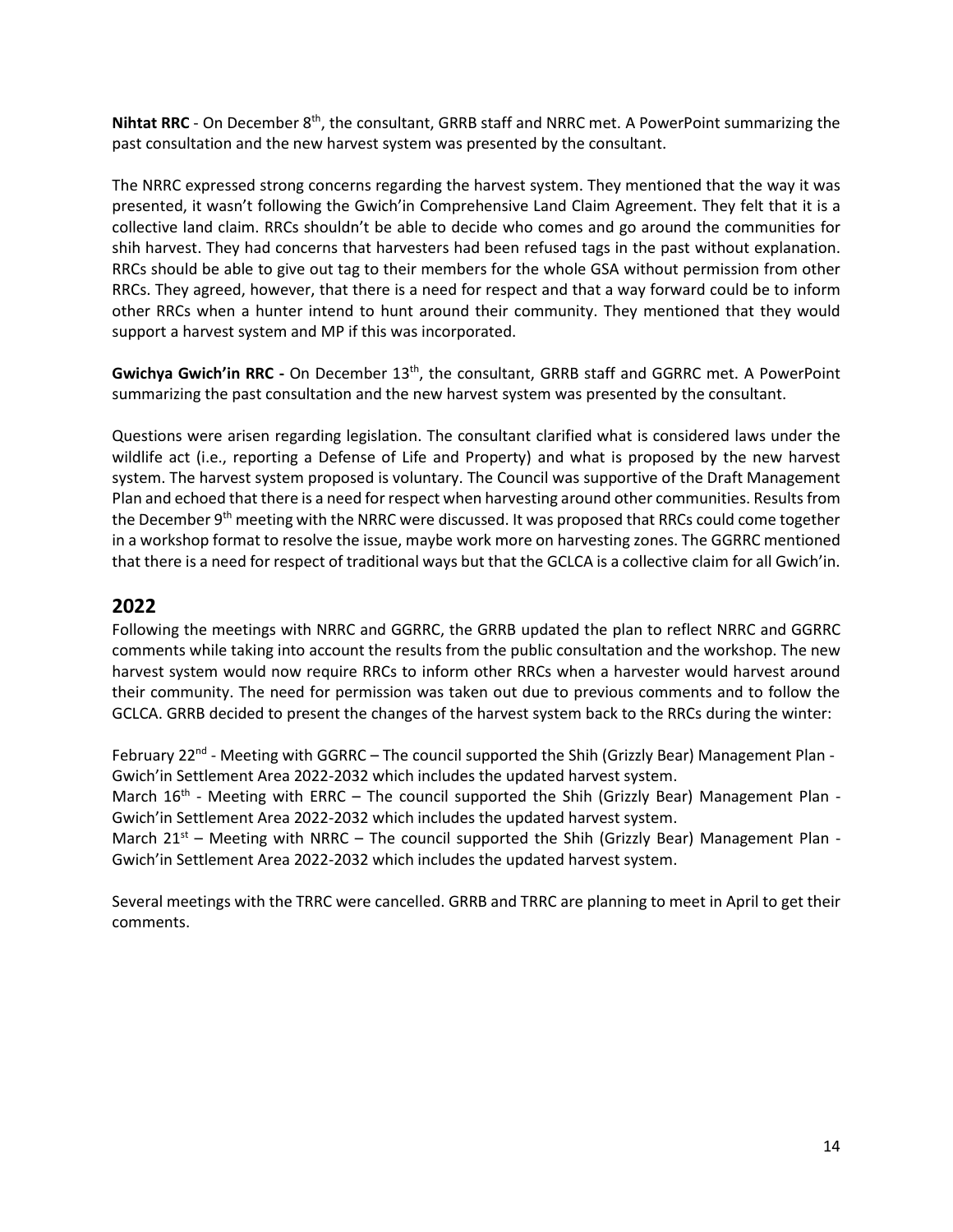**Nihtat RRC** - On December 8th, the consultant, GRRB staff and NRRC met. A PowerPoint summarizing the past consultation and the new harvest system was presented by the consultant.

The NRRC expressed strong concerns regarding the harvest system. They mentioned that the way it was presented, it wasn't following the Gwich'in Comprehensive Land Claim Agreement. They felt that it is a collective land claim. RRCs shouldn't be able to decide who comes and go around the communities for shih harvest. They had concerns that harvesters had been refused tags in the past without explanation. RRCs should be able to give out tag to their members for the whole GSA without permission from other RRCs. They agreed, however, that there is a need for respect and that a way forward could be to inform other RRCs when a hunter intend to hunt around their community. They mentioned that they would support a harvest system and MP if this was incorporated.

**Gwichya Gwich'in RRC -** On December 13th, the consultant, GRRB staff and GGRRC met. A PowerPoint summarizing the past consultation and the new harvest system was presented by the consultant.

Questions were arisen regarding legislation. The consultant clarified what is considered laws under the wildlife act (i.e., reporting a Defense of Life and Property) and what is proposed by the new harvest system. The harvest system proposed is voluntary. The Council was supportive of the Draft Management Plan and echoed that there is a need for respect when harvesting around other communities. Results from the December 9th meeting with the NRRC were discussed. It was proposed that RRCs could come together in a workshop format to resolve the issue, maybe work more on harvesting zones. The GGRRC mentioned that there is a need for respect of traditional ways but that the GCLCA is a collective claim for all Gwich'in.

## 2022

Following the meetings with NRRC and GGRRC, the GRRB updated the plan to reflect NRRC and GGRRC comments while taking into account the results from the public consultation and the workshop. The new harvest system would now require RRCs to inform other RRCs when a harvester would harvest around their community. The need for permission was taken out due to previous comments and to follow the GCLCA. GRRB decided to present the changes of the harvest system back to the RRCs during the winter:

February 22nd - Meeting with GGRRC – The council supported the Shih (Grizzly Bear) Management Plan - Gwich'in Settlement Area 2022-2032 which includes the updated harvest system.
March 16th - Meeting with ERRC – The council supported the Shih (Grizzly Bear) Management Plan - Gwich'in Settlement Area 2022-2032 which includes the updated harvest system.
March 21st – Meeting with NRRC – The council supported the Shih (Grizzly Bear) Management Plan - Gwich'in Settlement Area 2022-2032 which includes the updated harvest system.

Several meetings with the TRRC were cancelled. GRRB and TRRC are planning to meet in April to get their comments.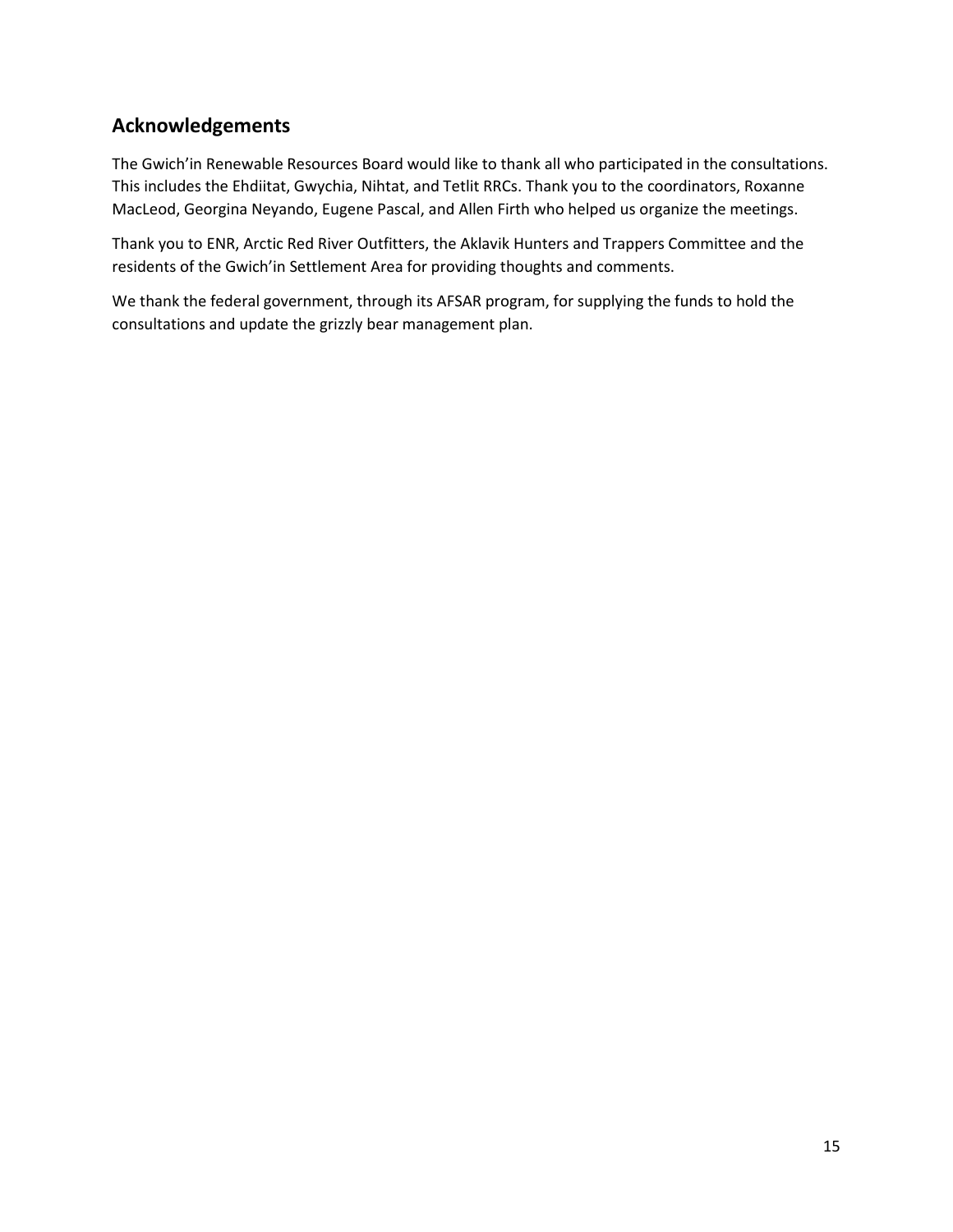## Acknowledgements

The Gwich'in Renewable Resources Board would like to thank all who participated in the consultations. This includes the Ehdiitat, Gwychia, Nihtat, and Tetlit RRCs. Thank you to the coordinators, Roxanne MacLeod, Georgina Neyando, Eugene Pascal, and Allen Firth who helped us organize the meetings.

Thank you to ENR, Arctic Red River Outfitters, the Aklavik Hunters and Trappers Committee and the residents of the Gwich'in Settlement Area for providing thoughts and comments.

We thank the federal government, through its AFSAR program, for supplying the funds to hold the consultations and update the grizzly bear management plan.